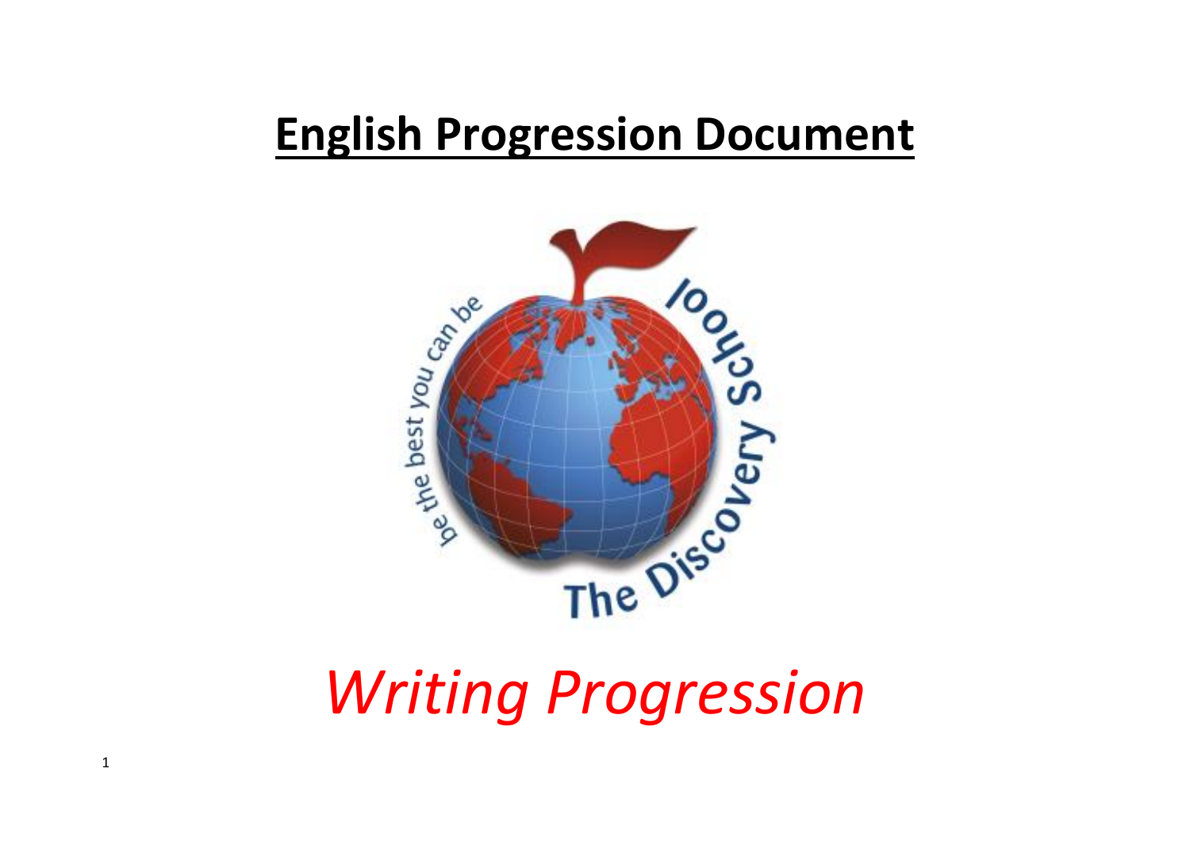# English Progression Document

*Writing Progression*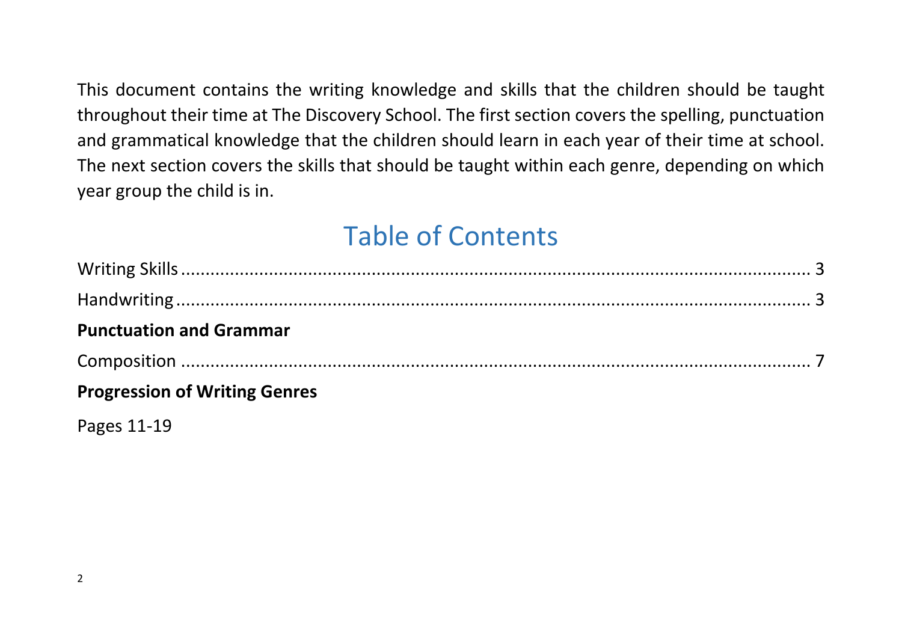This document contains the writing knowledge and skills that the children should be taught throughout their time at The Discovery School. The first section covers the spelling, punctuation and grammatical knowledge that the children should learn in each year of their time at school. The next section covers the skills that should be taught within each genre, depending on which year group the child is in.

# Table of Contents

Writing Skills ........................................................................ 3

Handwriting ........................................................................ 3

**Punctuation and Grammar**

Composition ........................................................................ 7

**Progression of Writing Genres**

Pages 11-19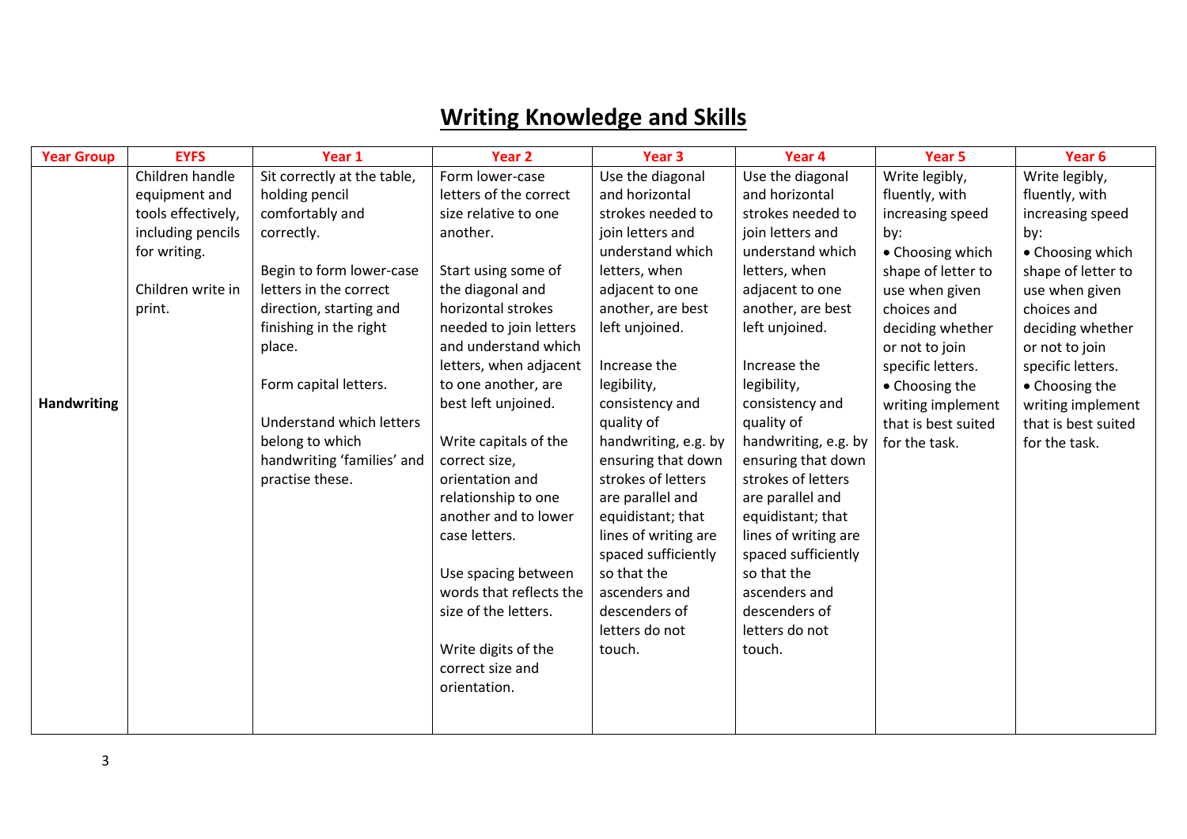# Writing Knowledge and Skills

| Year Group | EYFS | Year 1 | Year 2 | Year 3 | Year 4 | Year 5 | Year 6 |
|---|---|---|---|---|---|---|---|
| **Handwriting** | Children handle equipment and tools effectively, including pencils for writing.<br><br>Children write in print. | Sit correctly at the table, holding pencil comfortably and correctly.<br><br>Begin to form lower-case letters in the correct direction, starting and finishing in the right place.<br><br>Form capital letters.<br><br>Understand which letters belong to which handwriting 'families' and practise these. | Form lower-case letters of the correct size relative to one another.<br><br>Start using some of the diagonal and horizontal strokes needed to join letters and understand which letters, when adjacent to one another, are best left unjoined.<br><br>Write capitals of the correct size, orientation and relationship to one another and to lower case letters.<br><br>Use spacing between words that reflects the size of the letters.<br><br>Write digits of the correct size and orientation. | Use the diagonal and horizontal strokes needed to join letters and understand which letters, when adjacent to one another, are best left unjoined.<br><br>Increase the legibility, consistency and quality of handwriting, e.g. by ensuring that down strokes of letters are parallel and equidistant; that lines of writing are spaced sufficiently so that the ascenders and descenders of letters do not touch. | Use the diagonal and horizontal strokes needed to join letters and understand which letters, when adjacent to one another, are best left unjoined.<br><br>Increase the legibility, consistency and quality of handwriting, e.g. by ensuring that down strokes of letters are parallel and equidistant; that lines of writing are spaced sufficiently so that the ascenders and descenders of letters do not touch. | Write legibly, fluently, with increasing speed by:<br>• Choosing which shape of letter to use when given choices and deciding whether or not to join specific letters.<br>• Choosing the writing implement that is best suited for the task. | Write legibly, fluently, with increasing speed by:<br>• Choosing which shape of letter to use when given choices and deciding whether or not to join specific letters.<br>• Choosing the writing implement that is best suited for the task. |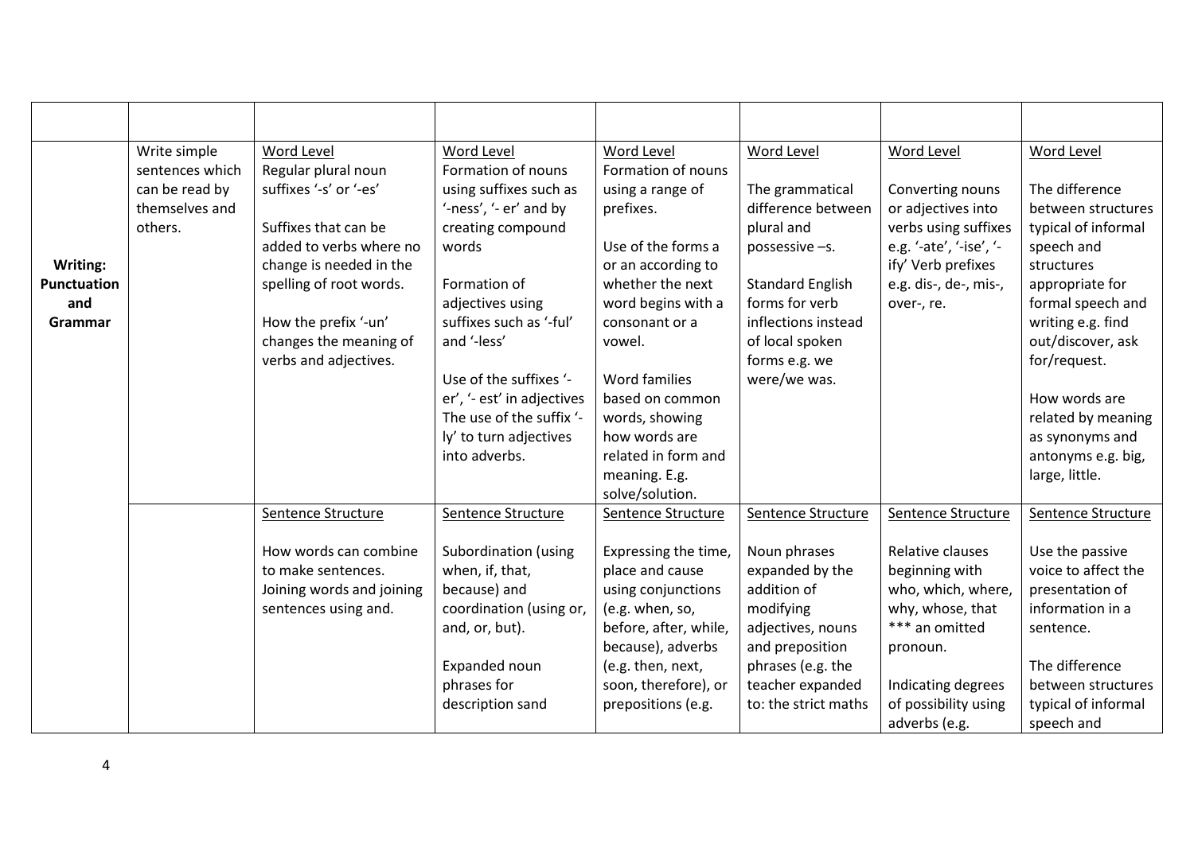| | | | | | | | |
|---|---|---|---|---|---|---|---|
| **Writing: Punctuation and Grammar** | Write simple sentences which can be read by themselves and others. | Word Level<br>Regular plural noun suffixes '-s' or '-es'<br><br>Suffixes that can be added to verbs where no change is needed in the spelling of root words.<br><br>How the prefix '-un' changes the meaning of verbs and adjectives. | Word Level<br>Formation of nouns using suffixes such as '-ness', '- er' and by creating compound words<br><br>Formation of adjectives using suffixes such as '-ful' and '-less'<br><br>Use of the suffixes '-er', '- est' in adjectives The use of the suffix '-ly' to turn adjectives into adverbs. | Word Level<br>Formation of nouns using a range of prefixes.<br><br>Use of the forms a or an according to whether the next word begins with a consonant or a vowel.<br><br>Word families based on common words, showing how words are related in form and meaning. E.g. solve/solution. | Word Level<br><br>The grammatical difference between plural and possessive –s.<br><br>Standard English forms for verb inflections instead of local spoken forms e.g. we were/we was. | Word Level<br><br>Converting nouns or adjectives into verbs using suffixes e.g. '-ate', '-ise', '-ify' Verb prefixes e.g. dis-, de-, mis-, over-, re. | Word Level<br><br>The difference between structures typical of informal speech and structures appropriate for formal speech and writing e.g. find out/discover, ask for/request.<br><br>How words are related by meaning as synonyms and antonyms e.g. big, large, little. |
| | | Sentence Structure<br><br>How words can combine to make sentences. Joining words and joining sentences using and. | Sentence Structure<br><br>Subordination (using when, if, that, because) and coordination (using or, and, or, but).<br><br>Expanded noun phrases for description sand | Sentence Structure<br><br>Expressing the time, place and cause using conjunctions (e.g. when, so, before, after, while, because), adverbs (e.g. then, next, soon, therefore), or prepositions (e.g. | Sentence Structure<br><br>Noun phrases expanded by the addition of modifying adjectives, nouns and preposition phrases (e.g. the teacher expanded to: the strict maths | Sentence Structure<br><br>Relative clauses beginning with who, which, where, why, whose, that *** an omitted pronoun.<br><br>Indicating degrees of possibility using adverbs (e.g. | Sentence Structure<br><br>Use the passive voice to affect the presentation of information in a sentence.<br><br>The difference between structures typical of informal speech and |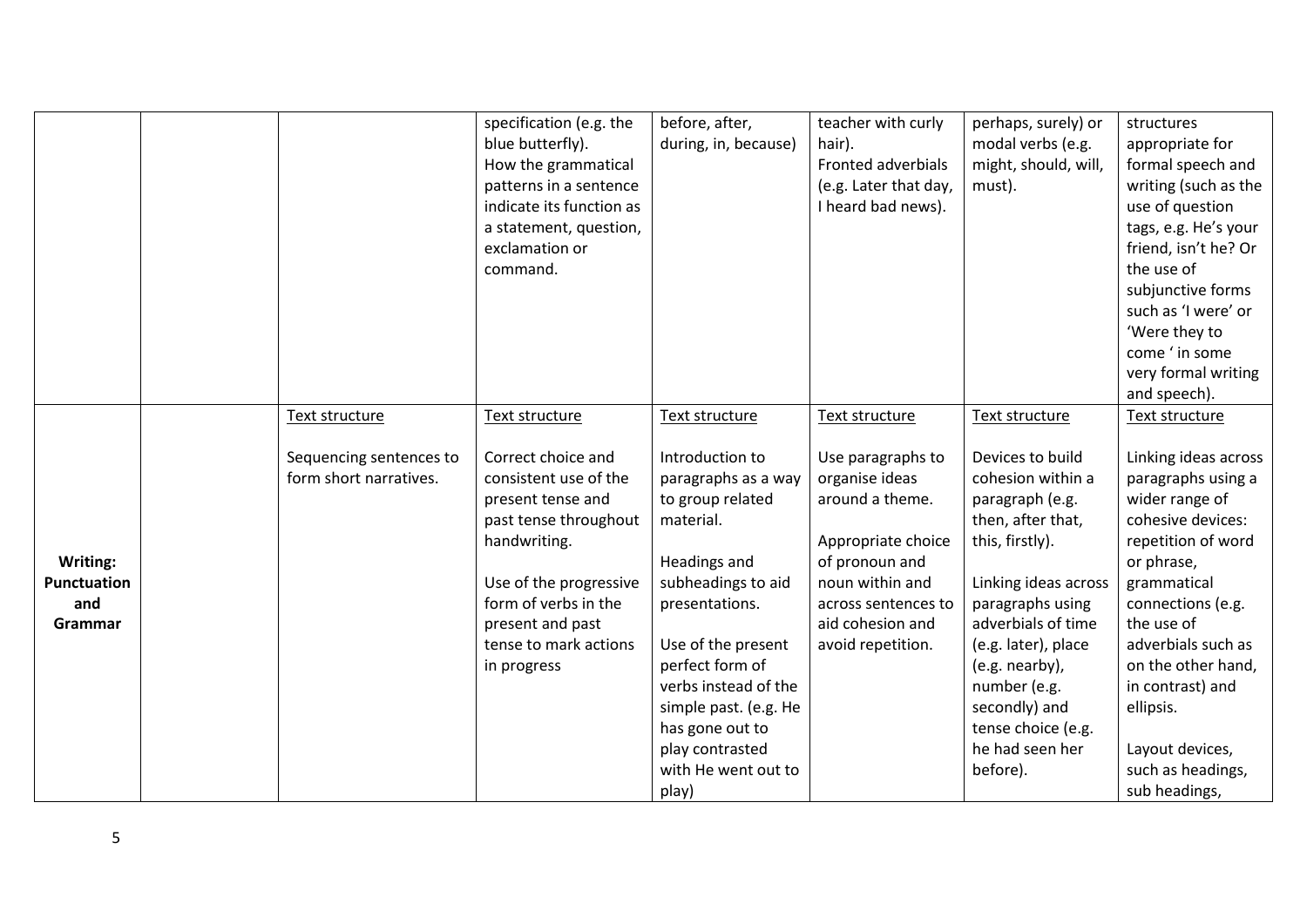| | | | | | | | |
|---|---|---|---|---|---|---|---|
| | | | specification (e.g. the blue butterfly).<br>How the grammatical patterns in a sentence indicate its function as a statement, question, exclamation or command. | before, after, during, in, because) | teacher with curly hair).<br>Fronted adverbials (e.g. Later that day, I heard bad news). | perhaps, surely) or modal verbs (e.g. might, should, will, must). | structures appropriate for formal speech and writing (such as the use of question tags, e.g. He's your friend, isn't he? Or the use of subjunctive forms such as 'I were' or 'Were they to come ' in some very formal writing and speech). |
| **Writing: Punctuation and Grammar** | | Text structure<br><br>Sequencing sentences to form short narratives. | Text structure<br><br>Correct choice and consistent use of the present tense and past tense throughout handwriting.<br><br>Use of the progressive form of verbs in the present and past tense to mark actions in progress | Text structure<br><br>Introduction to paragraphs as a way to group related material.<br><br>Headings and subheadings to aid presentations.<br><br>Use of the present perfect form of verbs instead of the simple past. (e.g. He has gone out to play contrasted with He went out to play) | Text structure<br><br>Use paragraphs to organise ideas around a theme.<br><br>Appropriate choice of pronoun and noun within and across sentences to aid cohesion and avoid repetition. | Text structure<br><br>Devices to build cohesion within a paragraph (e.g. then, after that, this, firstly).<br><br>Linking ideas across paragraphs using adverbials of time (e.g. later), place (e.g. nearby), number (e.g. secondly) and tense choice (e.g. he had seen her before). | Text structure<br><br>Linking ideas across paragraphs using a wider range of cohesive devices: repetition of word or phrase, grammatical connections (e.g. the use of adverbials such as on the other hand, in contrast) and ellipsis.<br><br>Layout devices, such as headings, sub headings, |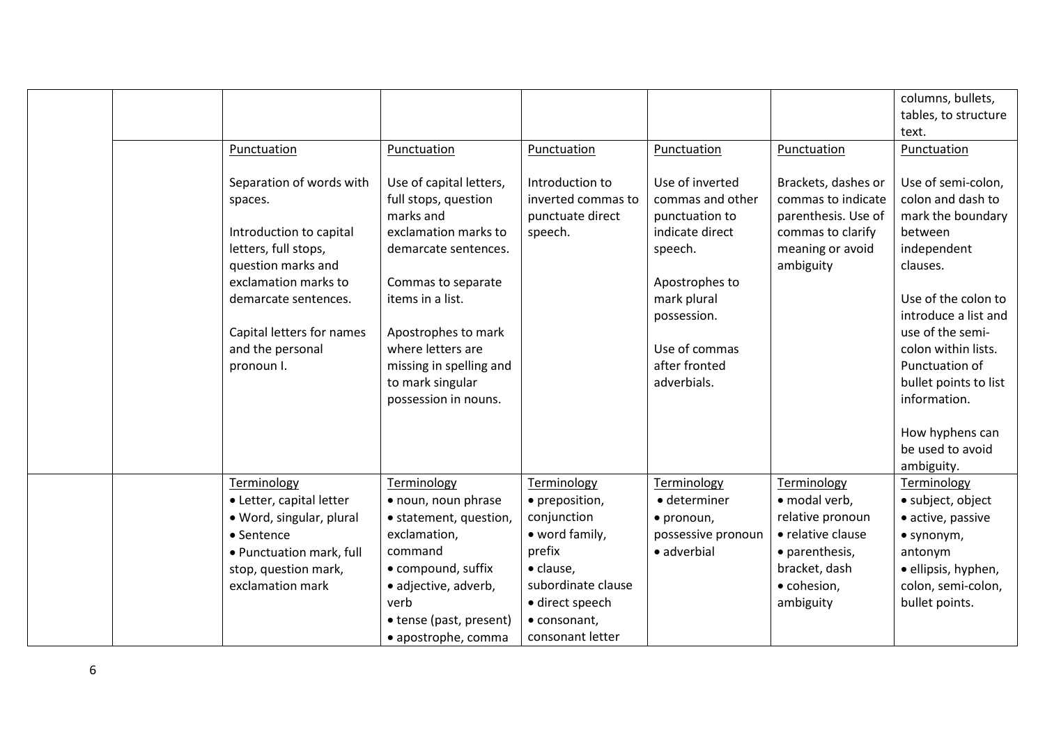| | | | | | | | |
|---|---|---|---|---|---|---|---|
| | | | | | | | columns, bullets, tables, to structure text. |
| | | Punctuation<br><br>Separation of words with spaces.<br><br>Introduction to capital letters, full stops, question marks and exclamation marks to demarcate sentences.<br><br>Capital letters for names and the personal pronoun I. | Punctuation<br><br>Use of capital letters, full stops, question marks and exclamation marks to demarcate sentences.<br><br>Commas to separate items in a list.<br><br>Apostrophes to mark where letters are missing in spelling and to mark singular possession in nouns. | Punctuation<br><br>Introduction to inverted commas to punctuate direct speech. | Punctuation<br><br>Use of inverted commas and other punctuation to indicate direct speech.<br><br>Apostrophes to mark plural possession.<br><br>Use of commas after fronted adverbials. | Punctuation<br><br>Brackets, dashes or commas to indicate parenthesis. Use of commas to clarify meaning or avoid ambiguity | Punctuation<br><br>Use of semi-colon, colon and dash to mark the boundary between independent clauses.<br><br>Use of the colon to introduce a list and use of the semi-colon within lists. Punctuation of bullet points to list information.<br><br>How hyphens can be used to avoid ambiguity. |
| | | Terminology<br>• Letter, capital letter<br>• Word, singular, plural<br>• Sentence<br>• Punctuation mark, full stop, question mark, exclamation mark | Terminology<br>• noun, noun phrase<br>• statement, question, exclamation, command<br>• compound, suffix<br>• adjective, adverb, verb<br>• tense (past, present)<br>• apostrophe, comma | Terminology<br>• preposition, conjunction<br>• word family, prefix<br>• clause, subordinate clause<br>• direct speech<br>• consonant, consonant letter | Terminology<br>• determiner<br>• pronoun, possessive pronoun<br>• adverbial | Terminology<br>• modal verb, relative pronoun<br>• relative clause<br>• parenthesis, bracket, dash<br>• cohesion, ambiguity | Terminology<br>• subject, object<br>• active, passive<br>• synonym, antonym<br>• ellipsis, hyphen, colon, semi-colon, bullet points. |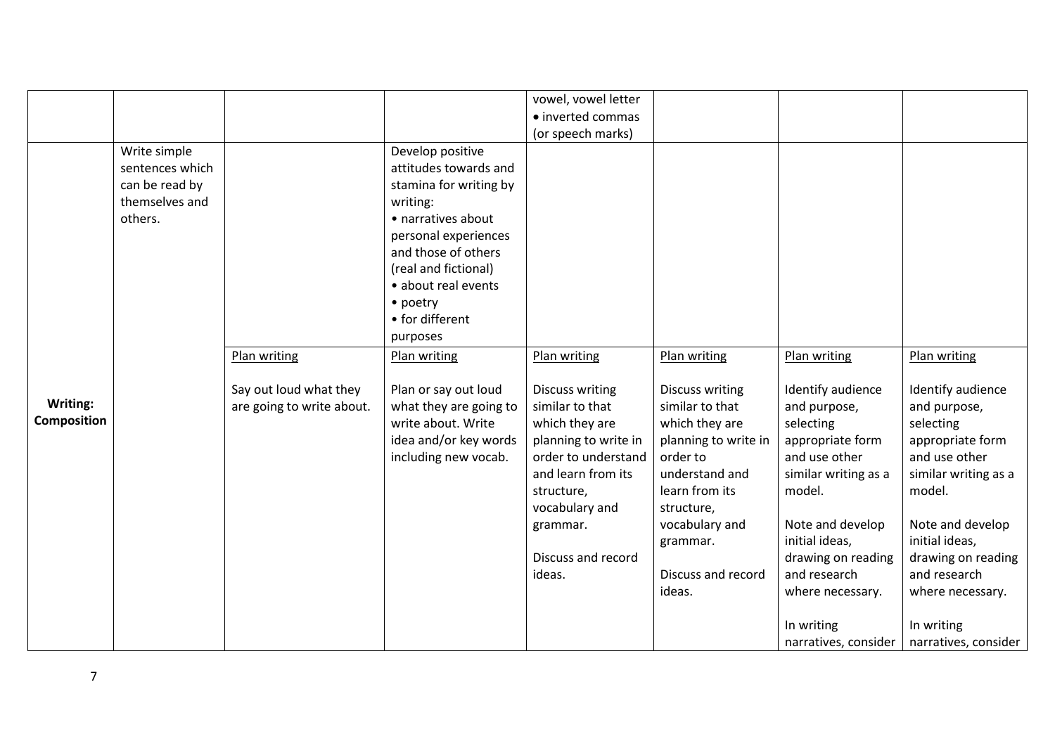| | | | | | | | |
|---|---|---|---|---|---|---|---|
| | | | | vowel, vowel letter<br>• inverted commas (or speech marks) | | | |
| | Write simple sentences which can be read by themselves and others. | | Develop positive attitudes towards and stamina for writing by writing:<br>• narratives about personal experiences and those of others (real and fictional)<br>• about real events<br>• poetry<br>• for different purposes | | | | |
| **Writing: Composition** | | <u>Plan writing</u><br><br>Say out loud what they are going to write about. | <u>Plan writing</u><br><br>Plan or say out loud what they are going to write about. Write idea and/or key words including new vocab. | <u>Plan writing</u><br><br>Discuss writing similar to that which they are planning to write in order to understand and learn from its structure, vocabulary and grammar.<br><br>Discuss and record ideas. | <u>Plan writing</u><br><br>Discuss writing similar to that which they are planning to write in order to understand and learn from its structure, vocabulary and grammar.<br><br>Discuss and record ideas. | <u>Plan writing</u><br><br>Identify audience and purpose, selecting appropriate form and use other similar writing as a model.<br><br>Note and develop initial ideas, drawing on reading and research where necessary.<br><br>In writing narratives, consider | <u>Plan writing</u><br><br>Identify audience and purpose, selecting appropriate form and use other similar writing as a model.<br><br>Note and develop initial ideas, drawing on reading and research where necessary.<br><br>In writing narratives, consider |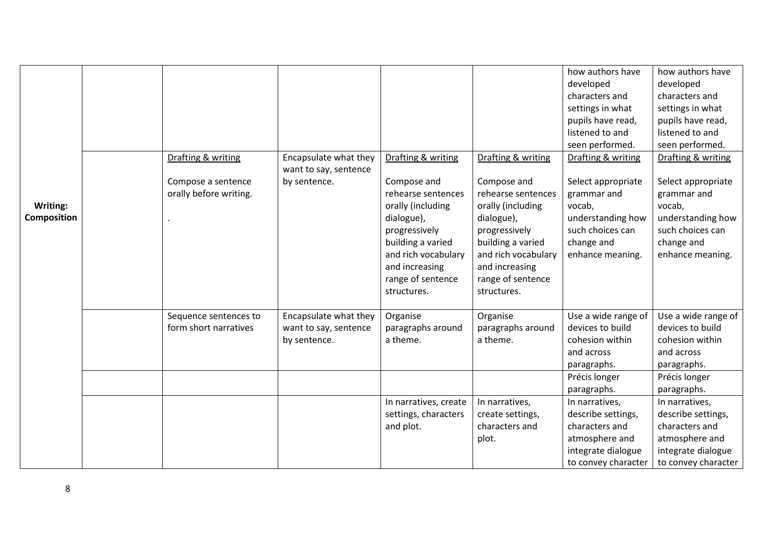| | | | | | | | |
|---|---|---|---|---|---|---|---|
| **Writing: Composition** | | | | | | how authors have developed characters and settings in what pupils have read, listened to and seen performed. | how authors have developed characters and settings in what pupils have read, listened to and seen performed. |
| | | Drafting & writing<br><br>Compose a sentence orally before writing.<br><br>. | Encapsulate what they want to say, sentence by sentence. | Drafting & writing<br><br>Compose and rehearse sentences orally (including dialogue), progressively building a varied and rich vocabulary and increasing range of sentence structures. | Drafting & writing<br><br>Compose and rehearse sentences orally (including dialogue), progressively building a varied and rich vocabulary and increasing range of sentence structures. | Drafting & writing<br><br>Select appropriate grammar and vocab, understanding how such choices can change and enhance meaning. | Drafting & writing<br><br>Select appropriate grammar and vocab, understanding how such choices can change and enhance meaning. |
| | | Sequence sentences to form short narratives | Encapsulate what they want to say, sentence by sentence. | Organise paragraphs around a theme. | Organise paragraphs around a theme. | Use a wide range of devices to build cohesion within and across paragraphs. | Use a wide range of devices to build cohesion within and across paragraphs. |
| | | | | | | Précis longer paragraphs. | Précis longer paragraphs. |
| | | | | In narratives, create settings, characters and plot. | In narratives, create settings, characters and plot. | In narratives, describe settings, characters and atmosphere and integrate dialogue to convey character | In narratives, describe settings, characters and atmosphere and integrate dialogue to convey character |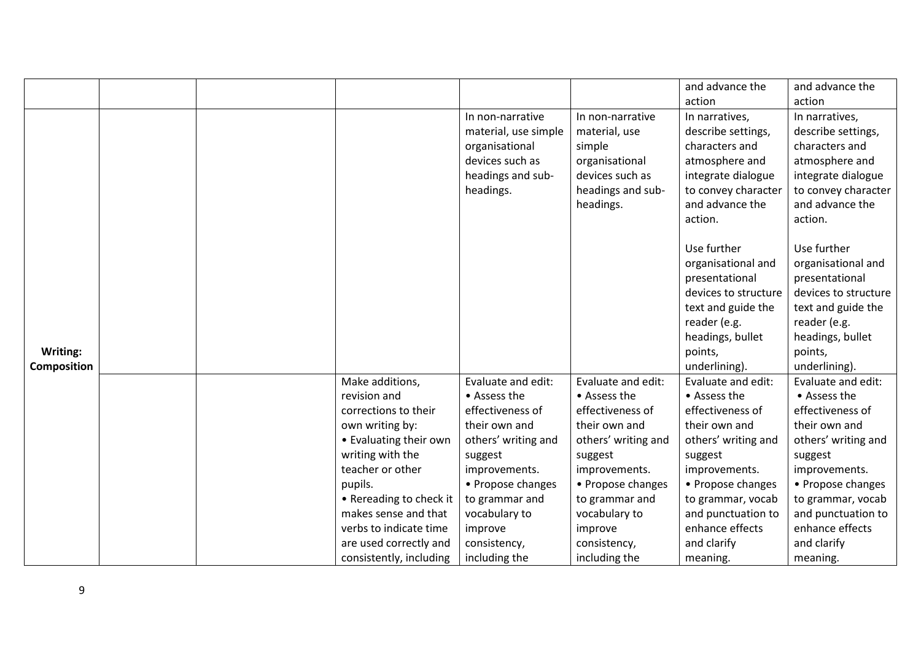|  |  |  |  |  |  | and advance the action | and advance the action |
|---|---|---|---|---|---|---|---|
| **Writing: Composition** |  |  |  | In non-narrative material, use simple organisational devices such as headings and sub-headings. | In non-narrative material, use simple organisational devices such as headings and sub-headings. | In narratives, describe settings, characters and atmosphere and integrate dialogue to convey character and advance the action.<br><br>Use further organisational and presentational devices to structure text and guide the reader (e.g. headings, bullet points, underlining). | In narratives, describe settings, characters and atmosphere and integrate dialogue to convey character and advance the action.<br><br>Use further organisational and presentational devices to structure text and guide the reader (e.g. headings, bullet points, underlining). |
|  |  |  | Make additions, revision and corrections to their own writing by:<br>• Evaluating their own writing with the teacher or other pupils.<br>• Rereading to check it makes sense and that verbs to indicate time are used correctly and consistently, including | Evaluate and edit:<br>• Assess the effectiveness of their own and others' writing and suggest improvements.<br>• Propose changes to grammar and vocabulary to improve consistency, including the | Evaluate and edit:<br>• Assess the effectiveness of their own and others' writing and suggest improvements.<br>• Propose changes to grammar and vocabulary to improve consistency, including the | Evaluate and edit:<br>• Assess the effectiveness of their own and others' writing and suggest improvements.<br>• Propose changes to grammar, vocab and punctuation to enhance effects and clarify meaning. | Evaluate and edit:<br>• Assess the effectiveness of their own and others' writing and suggest improvements.<br>• Propose changes to grammar, vocab and punctuation to enhance effects and clarify meaning. |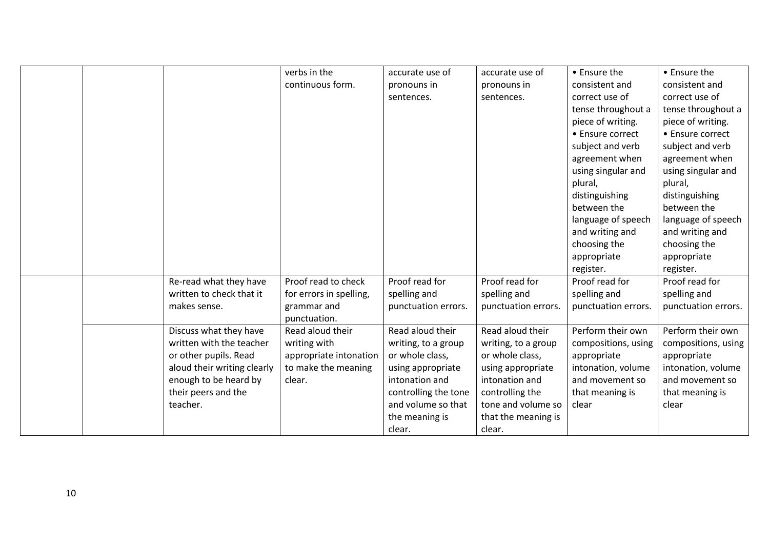|  |  |  | verbs in the continuous form. | accurate use of pronouns in sentences. | accurate use of pronouns in sentences. | • Ensure the consistent and correct use of tense throughout a piece of writing. • Ensure correct subject and verb agreement when using singular and plural, distinguishing between the language of speech and writing and choosing the appropriate register. | • Ensure the consistent and correct use of tense throughout a piece of writing. • Ensure correct subject and verb agreement when using singular and plural, distinguishing between the language of speech and writing and choosing the appropriate register. |
|---|---|---|---|---|---|---|---|
|  |  | Re-read what they have written to check that it makes sense. | Proof read to check for errors in spelling, grammar and punctuation. | Proof read for spelling and punctuation errors. | Proof read for spelling and punctuation errors. | Proof read for spelling and punctuation errors. | Proof read for spelling and punctuation errors. |
|  |  | Discuss what they have written with the teacher or other pupils. Read aloud their writing clearly enough to be heard by their peers and the teacher. | Read aloud their writing with appropriate intonation to make the meaning clear. | Read aloud their writing, to a group or whole class, using appropriate intonation and controlling the tone and volume so that the meaning is clear. | Read aloud their writing, to a group or whole class, using appropriate intonation and controlling the tone and volume so that the meaning is clear. | Perform their own compositions, using appropriate intonation, volume and movement so that meaning is clear | Perform their own compositions, using appropriate intonation, volume and movement so that meaning is clear |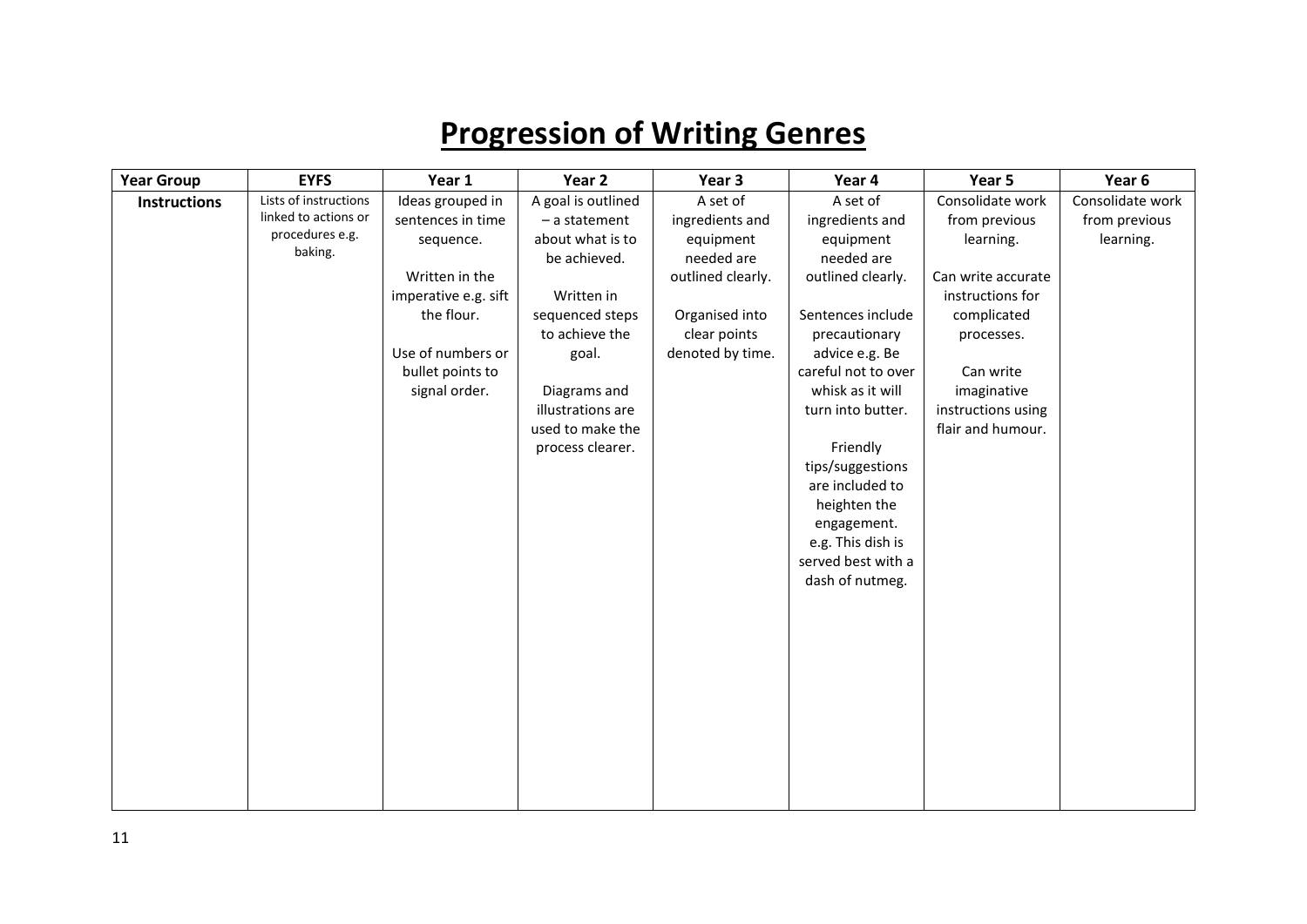# Progression of Writing Genres

| Year Group | EYFS | Year 1 | Year 2 | Year 3 | Year 4 | Year 5 | Year 6 |
|---|---|---|---|---|---|---|---|
| **Instructions** | Lists of instructions linked to actions or procedures e.g. baking. | Ideas grouped in sentences in time sequence.<br><br>Written in the imperative e.g. sift the flour.<br><br>Use of numbers or bullet points to signal order. | A goal is outlined – a statement about what is to be achieved.<br><br>Written in sequenced steps to achieve the goal.<br><br>Diagrams and illustrations are used to make the process clearer. | A set of ingredients and equipment needed are outlined clearly.<br><br>Organised into clear points denoted by time. | A set of ingredients and equipment needed are outlined clearly.<br><br>Sentences include precautionary advice e.g. Be careful not to over whisk as it will turn into butter.<br><br>Friendly tips/suggestions are included to heighten the engagement. e.g. This dish is served best with a dash of nutmeg. | Consolidate work from previous learning.<br><br>Can write accurate instructions for complicated processes.<br><br>Can write imaginative instructions using flair and humour. | Consolidate work from previous learning. |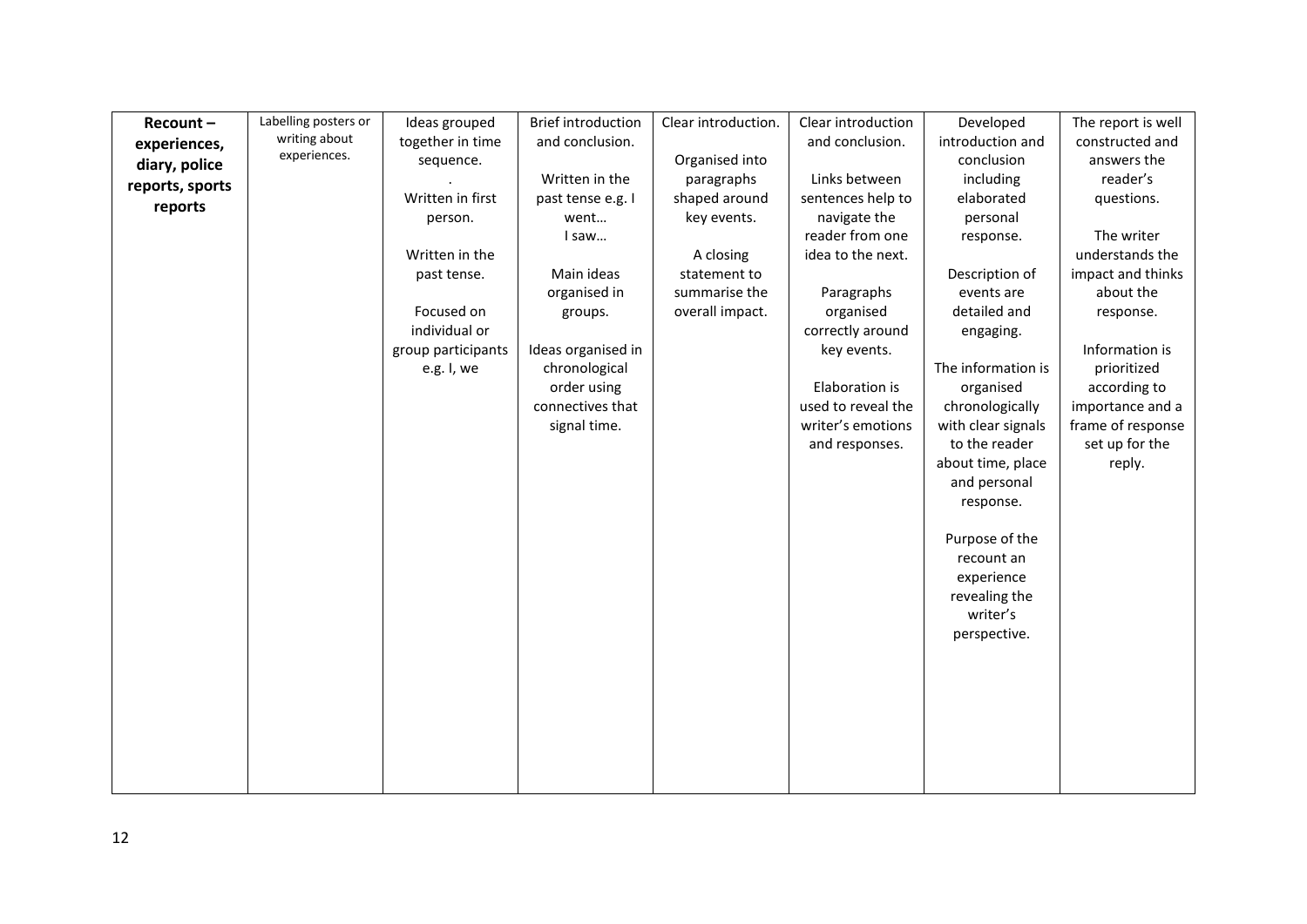| **Recount – experiences, diary, police reports, sports reports** | Labelling posters or writing about experiences. | Ideas grouped together in time sequence.<br>.<br>Written in first person.<br><br>Written in the past tense.<br><br>Focused on individual or group participants e.g. I, we | Brief introduction and conclusion.<br><br>Written in the past tense e.g. I went… I saw…<br><br>Main ideas organised in groups.<br><br>Ideas organised in chronological order using connectives that signal time. | Clear introduction.<br><br>Organised into paragraphs shaped around key events.<br><br>A closing statement to summarise the overall impact. | Clear introduction and conclusion.<br><br>Links between sentences help to navigate the reader from one idea to the next.<br><br>Paragraphs organised correctly around key events.<br><br>Elaboration is used to reveal the writer's emotions and responses. | Developed introduction and conclusion including elaborated personal response.<br><br>Description of events are detailed and engaging.<br><br>The information is organised chronologically with clear signals to the reader about time, place and personal response.<br><br>Purpose of the recount an experience revealing the writer's perspective. | The report is well constructed and answers the reader's questions.<br><br>The writer understands the impact and thinks about the response.<br><br>Information is prioritized according to importance and a frame of response set up for the reply. |
|---|---|---|---|---|---|---|---|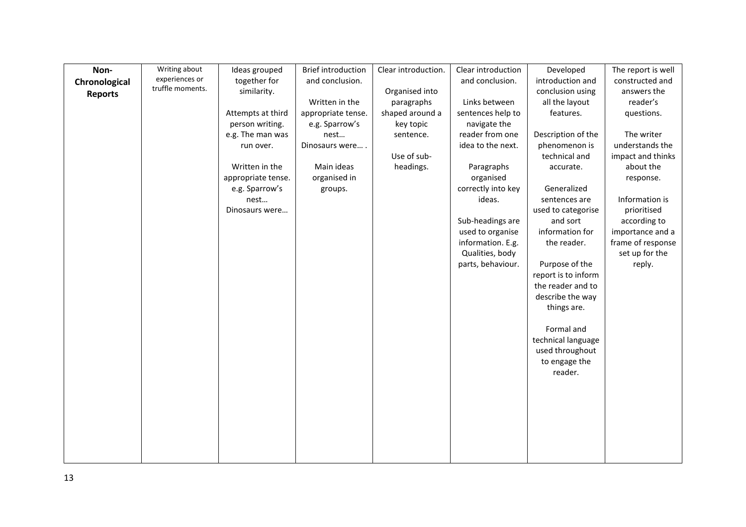| **Non-Chronological Reports** | Writing about experiences or truffle moments. | Ideas grouped together for similarity.<br><br>Attempts at third person writing. e.g. The man was run over.<br><br>Written in the appropriate tense. e.g. Sparrow's nest… Dinosaurs were… | Brief introduction and conclusion.<br><br>Written in the appropriate tense. e.g. Sparrow's nest… Dinosaurs were… .<br><br>Main ideas organised in groups. | Clear introduction.<br><br>Organised into paragraphs shaped around a key topic sentence.<br><br>Use of sub-headings. | Clear introduction and conclusion.<br><br>Links between sentences help to navigate the reader from one idea to the next.<br><br>Paragraphs organised correctly into key ideas.<br><br>Sub-headings are used to organise information. E.g. Qualities, body parts, behaviour. | Developed introduction and conclusion using all the layout features.<br><br>Description of the phenomenon is technical and accurate.<br><br>Generalized sentences are used to categorise and sort information for the reader.<br><br>Purpose of the report is to inform the reader and to describe the way things are.<br><br>Formal and technical language used throughout to engage the reader. | The report is well constructed and answers the reader's questions.<br><br>The writer understands the impact and thinks about the response.<br><br>Information is prioritised according to importance and a frame of response set up for the reply. |
|---|---|---|---|---|---|---|---|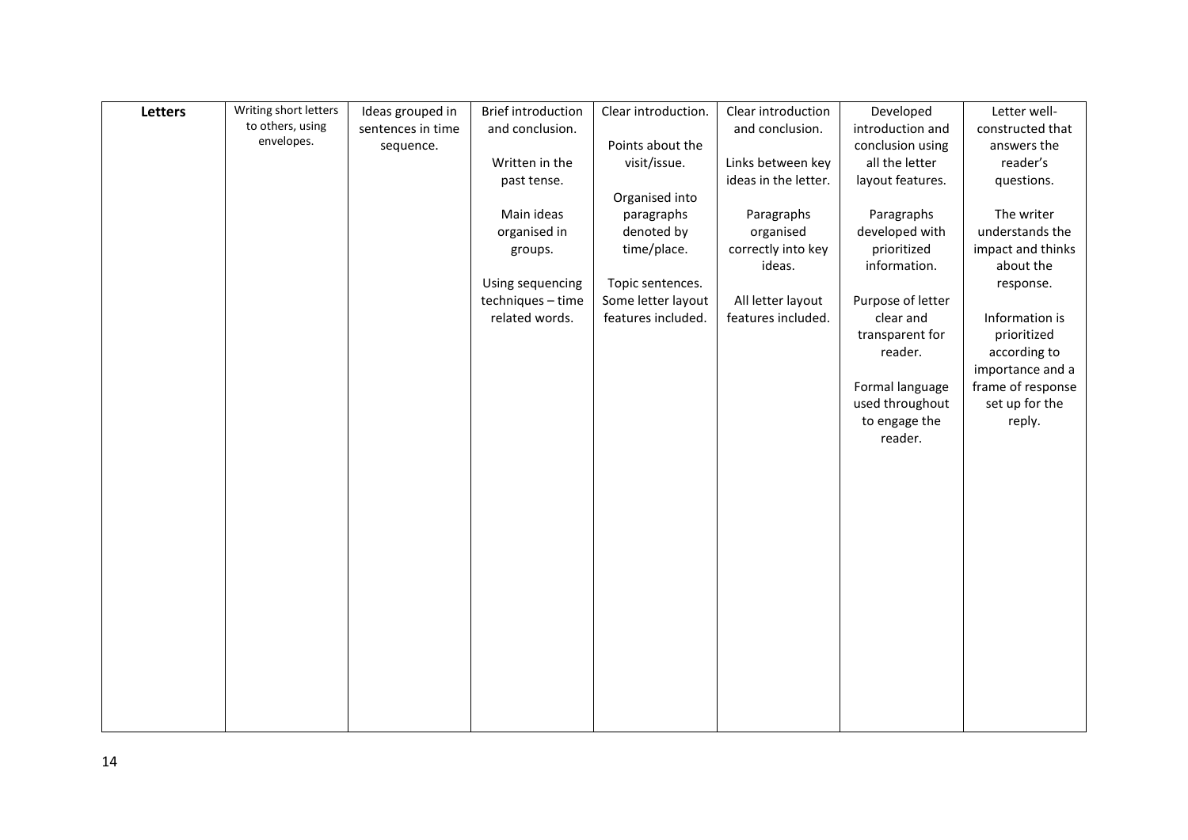| **Letters** | Writing short letters to others, using envelopes. | Ideas grouped in sentences in time sequence. | Brief introduction and conclusion. Written in the past tense. Main ideas organised in groups. Using sequencing techniques – time related words. | Clear introduction. Points about the visit/issue. Organised into paragraphs denoted by time/place. Topic sentences. Some letter layout features included. | Clear introduction and conclusion. Links between key ideas in the letter. Paragraphs organised correctly into key ideas. All letter layout features included. | Developed introduction and conclusion using all the letter layout features. Paragraphs developed with prioritized information. Purpose of letter clear and transparent for reader. Formal language used throughout to engage the reader. | Letter well-constructed that answers the reader's questions. The writer understands the impact and thinks about the response. Information is prioritized according to importance and a frame of response set up for the reply. |
|---|---|---|---|---|---|---|---|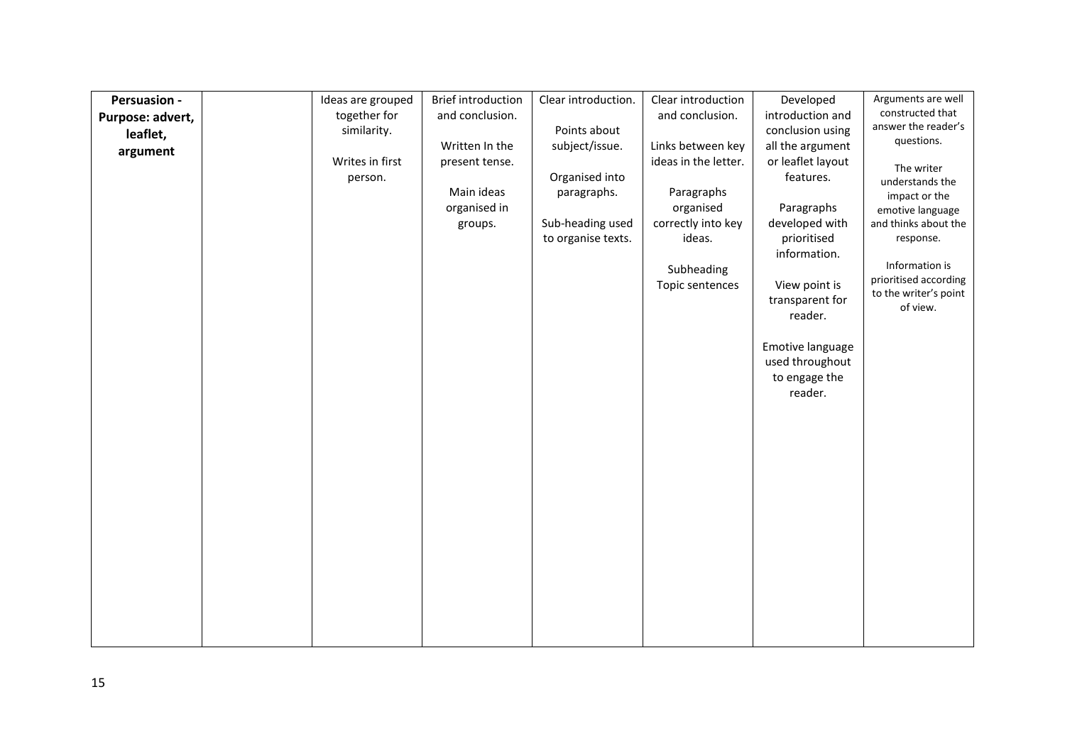| **Persuasion - Purpose: advert, leaflet, argument** | | Ideas are grouped together for similarity.<br><br>Writes in first person. | Brief introduction and conclusion.<br><br>Written In the present tense.<br><br>Main ideas organised in groups. | Clear introduction.<br><br>Points about subject/issue.<br><br>Organised into paragraphs.<br><br>Sub-heading used to organise texts. | Clear introduction and conclusion.<br><br>Links between key ideas in the letter.<br><br>Paragraphs organised correctly into key ideas.<br><br>Subheading Topic sentences | Developed introduction and conclusion using all the argument or leaflet layout features.<br><br>Paragraphs developed with prioritised information.<br><br>View point is transparent for reader.<br><br>Emotive language used throughout to engage the reader. | Arguments are well constructed that answer the reader's questions.<br><br>The writer understands the impact or the emotive language and thinks about the response.<br><br>Information is prioritised according to the writer's point of view. |
|---|---|---|---|---|---|---|---|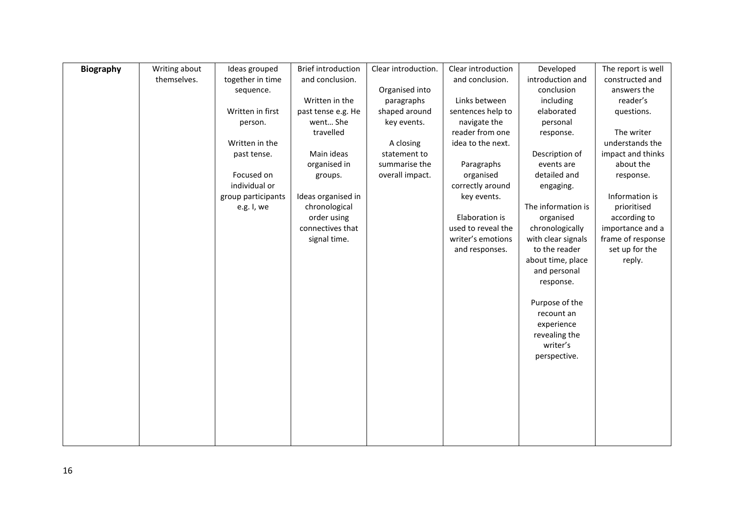| **Biography** | Writing about themselves. | Ideas grouped together in time sequence.<br><br>Written in first person.<br><br>Written in the past tense.<br><br>Focused on individual or group participants e.g. I, we | Brief introduction and conclusion.<br><br>Written in the past tense e.g. He went… She travelled<br><br>Main ideas organised in groups.<br><br>Ideas organised in chronological order using connectives that signal time. | Clear introduction.<br><br>Organised into paragraphs shaped around key events.<br><br>A closing statement to summarise the overall impact. | Clear introduction and conclusion.<br><br>Links between sentences help to navigate the reader from one idea to the next.<br><br>Paragraphs organised correctly around key events.<br><br>Elaboration is used to reveal the writer's emotions and responses. | Developed introduction and conclusion including elaborated personal response.<br><br>Description of events are detailed and engaging.<br><br>The information is organised chronologically with clear signals to the reader about time, place and personal response.<br><br>Purpose of the recount an experience revealing the writer's perspective. | The report is well constructed and answers the reader's questions.<br><br>The writer understands the impact and thinks about the response.<br><br>Information is prioritised according to importance and a frame of response set up for the reply. |
|---|---|---|---|---|---|---|---|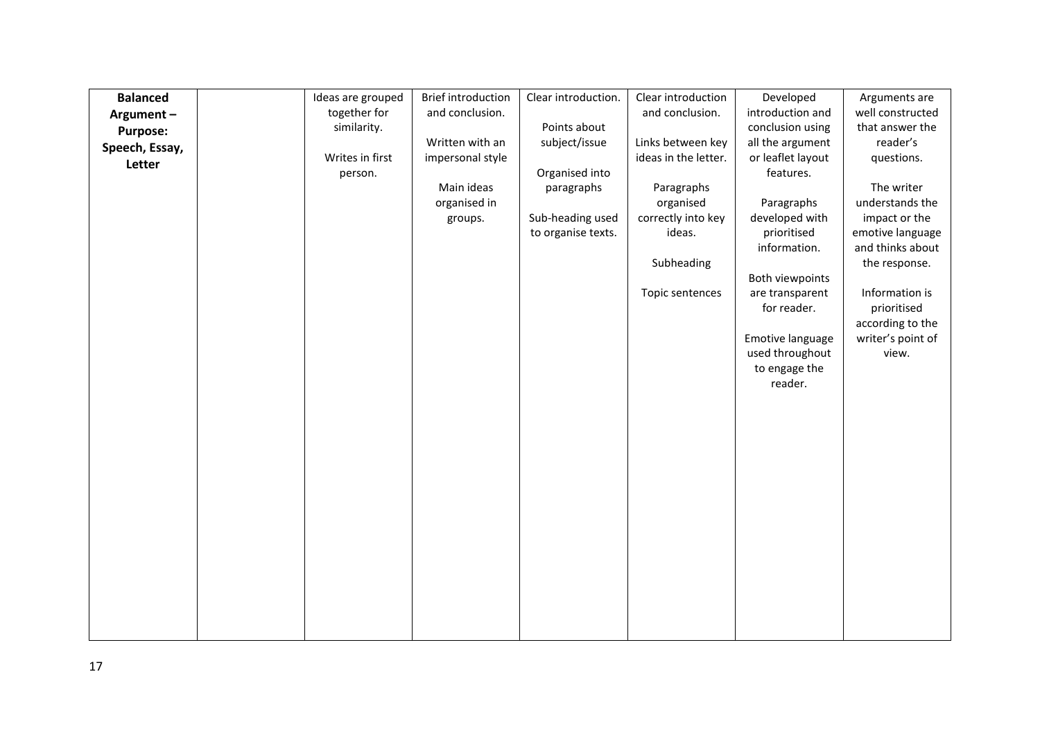| **Balanced Argument – Purpose: Speech, Essay, Letter** | | Ideas are grouped together for similarity.<br><br>Writes in first person. | Brief introduction and conclusion.<br><br>Written with an impersonal style<br><br>Main ideas organised in groups. | Clear introduction.<br><br>Points about subject/issue<br><br>Organised into paragraphs<br><br>Sub-heading used to organise texts. | Clear introduction and conclusion.<br><br>Links between key ideas in the letter.<br><br>Paragraphs organised correctly into key ideas.<br><br>Subheading<br><br>Topic sentences | Developed introduction and conclusion using all the argument or leaflet layout features.<br><br>Paragraphs developed with prioritised information.<br><br>Both viewpoints are transparent for reader.<br><br>Emotive language used throughout to engage the reader. | Arguments are well constructed that answer the reader's questions.<br><br>The writer understands the impact or the emotive language and thinks about the response.<br><br>Information is prioritised according to the writer's point of view. |
|---|---|---|---|---|---|---|---|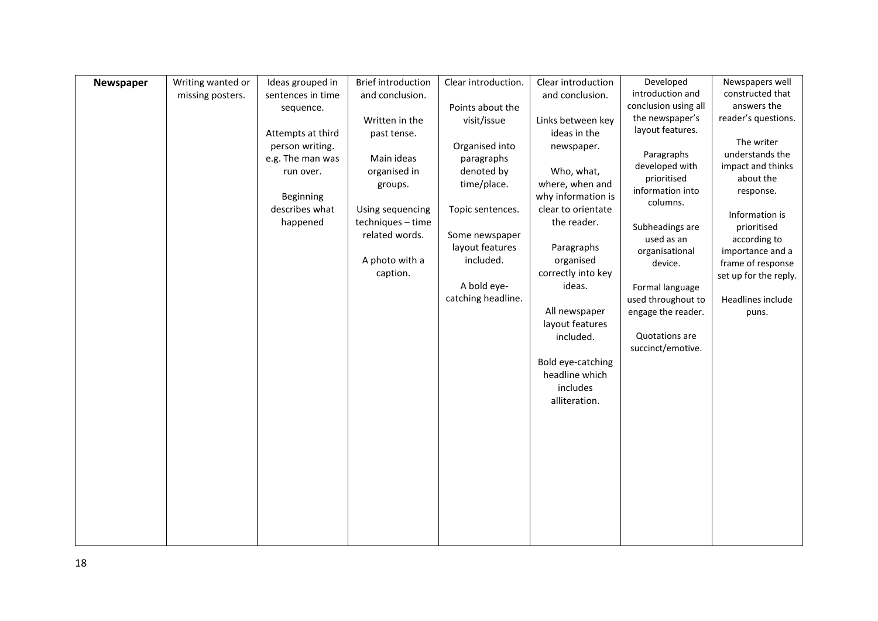| Newspaper | Writing wanted or missing posters. | Ideas grouped in sentences in time sequence.<br><br>Attempts at third person writing. e.g. The man was run over.<br><br>Beginning describes what happened | Brief introduction and conclusion.<br><br>Written in the past tense.<br><br>Main ideas organised in groups.<br><br>Using sequencing techniques – time related words.<br><br>A photo with a caption. | Clear introduction.<br><br>Points about the visit/issue<br><br>Organised into paragraphs denoted by time/place.<br><br>Topic sentences.<br><br>Some newspaper layout features included.<br><br>A bold eye-catching headline. | Clear introduction and conclusion.<br><br>Links between key ideas in the newspaper.<br><br>Who, what, where, when and why information is clear to orientate the reader.<br><br>Paragraphs organised correctly into key ideas.<br><br>All newspaper layout features included.<br><br>Bold eye-catching headline which includes alliteration. | Developed introduction and conclusion using all the newspaper's layout features.<br><br>Paragraphs developed with prioritised information into columns.<br><br>Subheadings are used as an organisational device.<br><br>Formal language used throughout to engage the reader.<br><br>Quotations are succinct/emotive. | Newspapers well constructed that answers the reader's questions.<br><br>The writer understands the impact and thinks about the response.<br><br>Information is prioritised according to importance and a frame of response set up for the reply.<br><br>Headlines include puns. |
|---|---|---|---|---|---|---|---|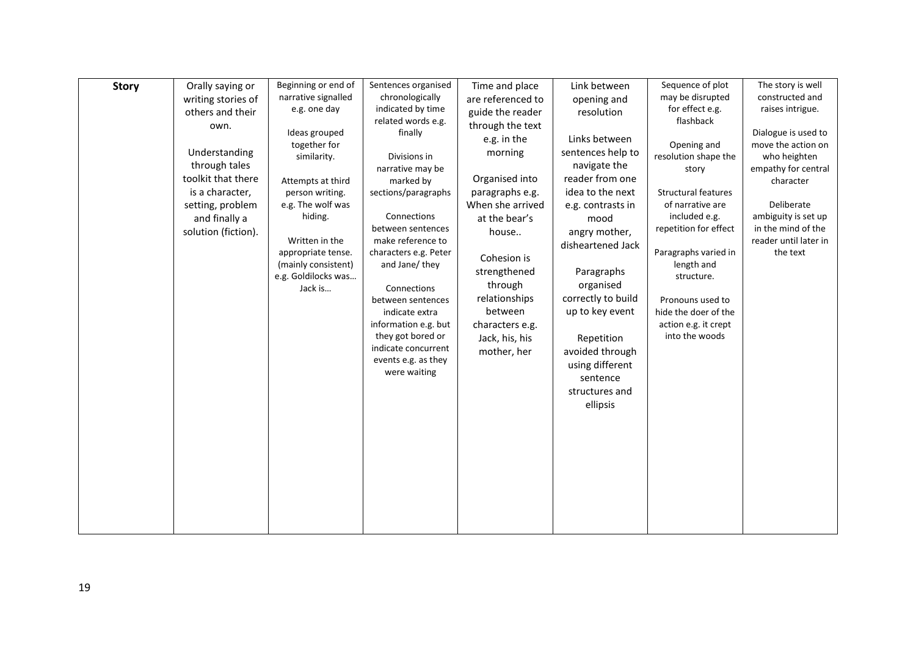| | | | | | | | |
|---|---|---|---|---|---|---|---|
| **Story** | Orally saying or writing stories of others and their own.<br><br>Understanding through tales toolkit that there is a character, setting, problem and finally a solution (fiction). | Beginning or end of narrative signalled e.g. one day<br><br>Ideas grouped together for similarity.<br><br>Attempts at third person writing. e.g. The wolf was hiding.<br><br>Written in the appropriate tense. (mainly consistent) e.g. Goldilocks was… Jack is… | Sentences organised chronologically indicated by time related words e.g. finally<br><br>Divisions in narrative may be marked by sections/paragraphs<br><br>Connections between sentences make reference to characters e.g. Peter and Jane/ they<br><br>Connections between sentences indicate extra information e.g. but they got bored or indicate concurrent events e.g. as they were waiting | Time and place are referenced to guide the reader through the text e.g. in the morning<br><br>Organised into paragraphs e.g. When she arrived at the bear's house..<br><br>Cohesion is strengthened through relationships between characters e.g. Jack, his, his mother, her | Link between opening and resolution<br><br>Links between sentences help to navigate the reader from one idea to the next e.g. contrasts in mood angry mother, disheartened Jack<br><br>Paragraphs organised correctly to build up to key event<br><br>Repetition avoided through using different sentence structures and ellipsis | Sequence of plot may be disrupted for effect e.g. flashback<br><br>Opening and resolution shape the story<br><br>Structural features of narrative are included e.g. repetition for effect<br><br>Paragraphs varied in length and structure.<br><br>Pronouns used to hide the doer of the action e.g. it crept into the woods | The story is well constructed and raises intrigue.<br><br>Dialogue is used to move the action on who heighten empathy for central character<br><br>Deliberate ambiguity is set up in the mind of the reader until later in the text |